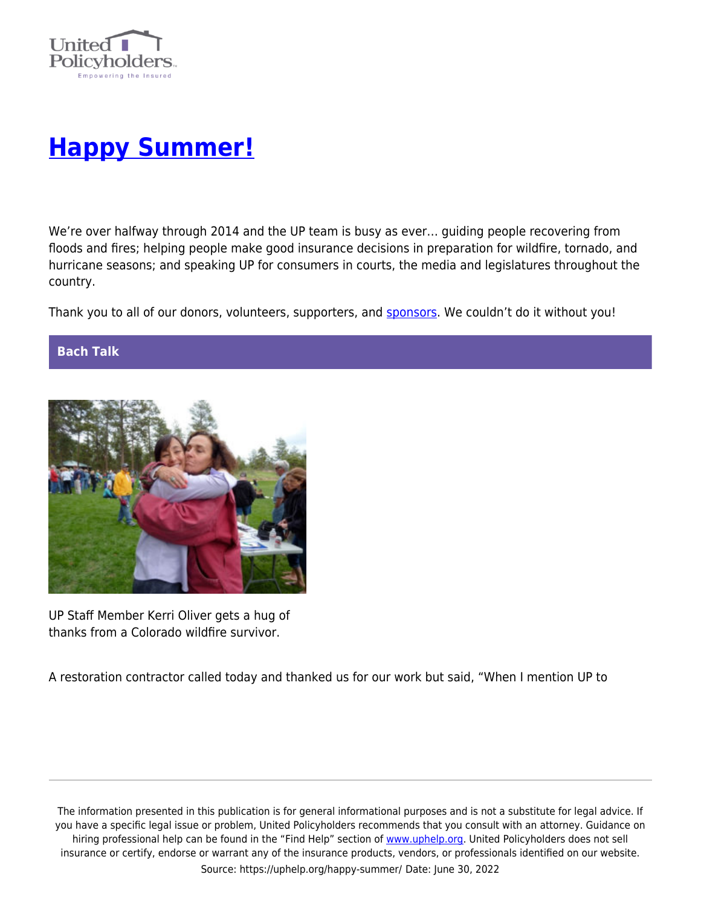# Happy Summer!

We're over halfway through 2014 and the UP team is busy as ever… guiding people recovering from floods and fires; helping people make good insurance decisions in preparation for wildfire, tornado, and hurricane seasons; and speaking UP for consumers in courts, the media and legislatures throughout the country.

Thank you to all of our donors, volunteers, supporters, and sponsors. We couldn't do it without you!

## Bach Talk

UP Staff Member Kerri Oliver gets a hug of thanks from a Colorado wildfire survivor.

A restoration contractor called today and thanked us for our work but said, "When I mention UP to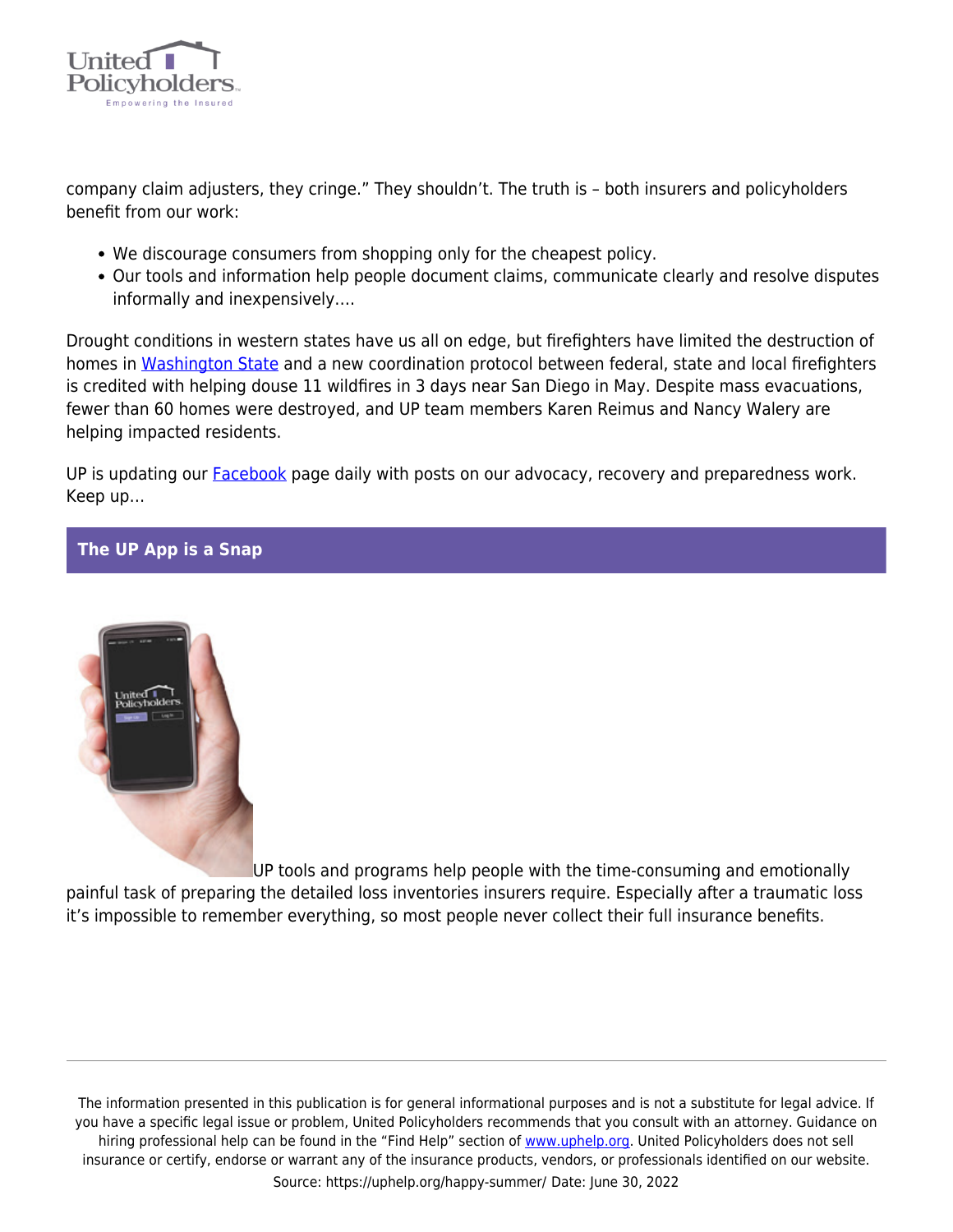company claim adjusters, they cringe." They shouldn't. The truth is – both insurers and policyholders benefit from our work:

- We discourage consumers from shopping only for the cheapest policy.
- Our tools and information help people document claims, communicate clearly and resolve disputes informally and inexpensively….

Drought conditions in western states have us all on edge, but firefighters have limited the destruction of homes in Washington State and a new coordination protocol between federal, state and local firefighters is credited with helping douse 11 wildfires in 3 days near San Diego in May. Despite mass evacuations, fewer than 60 homes were destroyed, and UP team members Karen Reimus and Nancy Walery are helping impacted residents.

UP is updating our Facebook page daily with posts on our advocacy, recovery and preparedness work. Keep up…

## The UP App is a Snap

UP tools and programs help people with the time-consuming and emotionally painful task of preparing the detailed loss inventories insurers require. Especially after a traumatic loss it's impossible to remember everything, so most people never collect their full insurance benefits.

The information presented in this publication is for general informational purposes and is not a substitute for legal advice. If you have a specific legal issue or problem, United Policyholders recommends that you consult with an attorney. Guidance on hiring professional help can be found in the "Find Help" section of www.uphelp.org. United Policyholders does not sell insurance or certify, endorse or warrant any of the insurance products, vendors, or professionals identified on our website.

Source: https://uphelp.org/happy-summer/ Date: June 30, 2022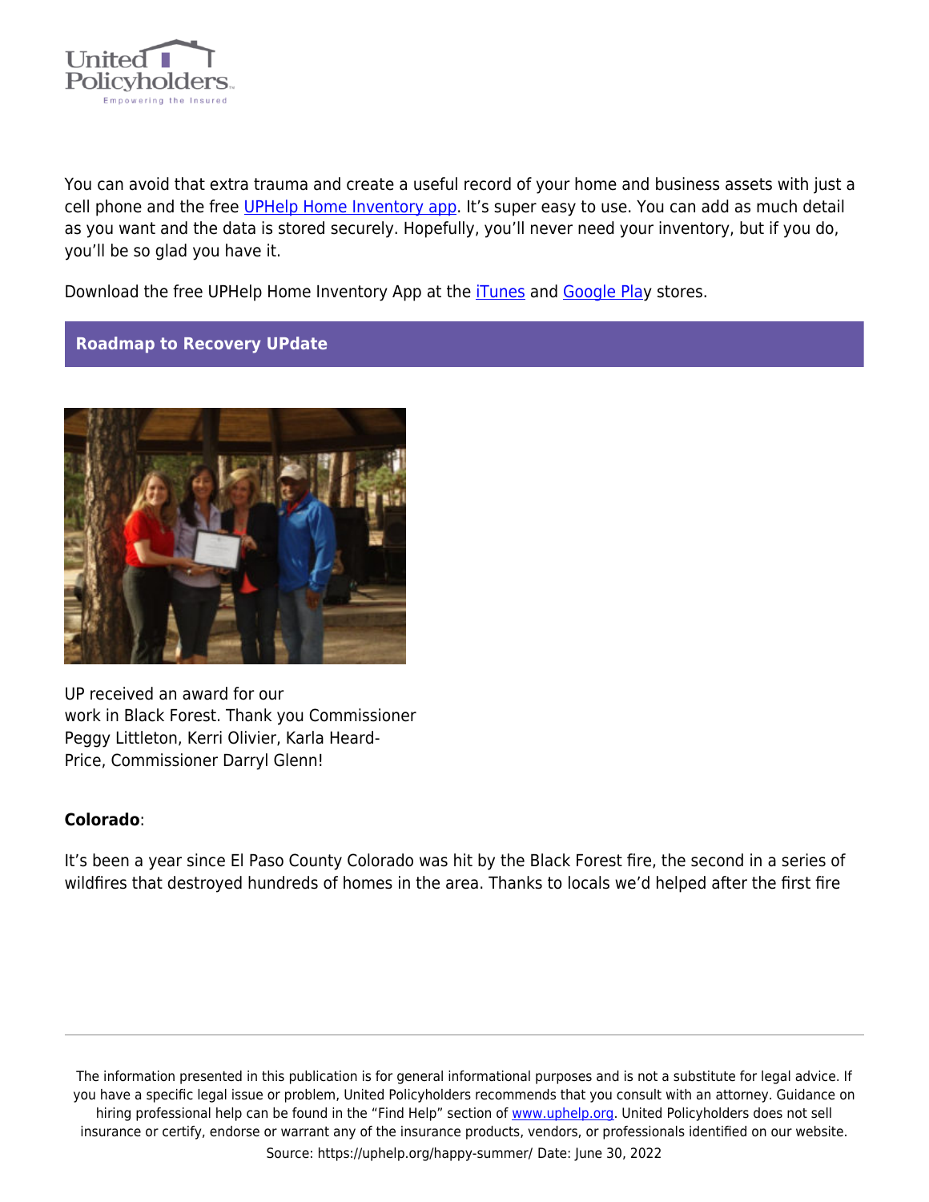You can avoid that extra trauma and create a useful record of your home and business assets with just a cell phone and the free UPHelp Home Inventory app. It's super easy to use. You can add as much detail as you want and the data is stored securely. Hopefully, you'll never need your inventory, but if you do, you'll be so glad you have it.

Download the free UPHelp Home Inventory App at the iTunes and Google Play stores.

## Roadmap to Recovery UPdate

UP received an award for our work in Black Forest. Thank you Commissioner Peggy Littleton, Kerri Olivier, Karla Heard-Price, Commissioner Darryl Glenn!

**Colorado**:

It's been a year since El Paso County Colorado was hit by the Black Forest fire, the second in a series of wildfires that destroyed hundreds of homes in the area. Thanks to locals we'd helped after the first fire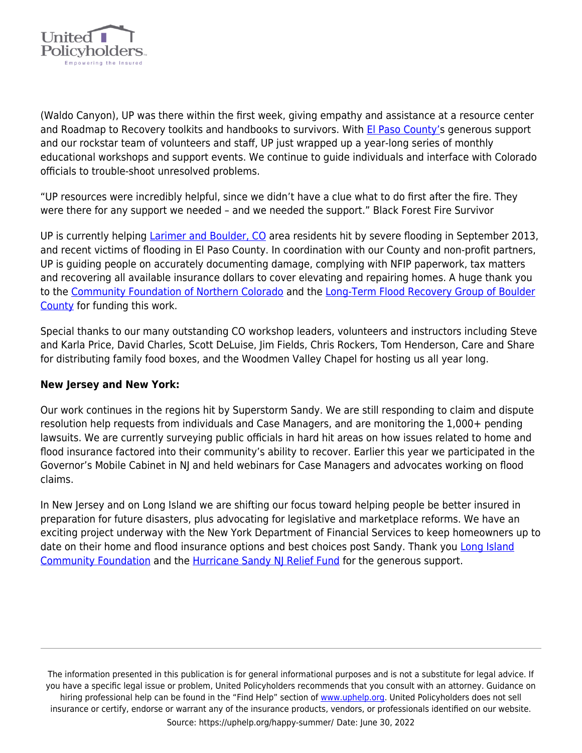(Waldo Canyon), UP was there within the first week, giving empathy and assistance at a resource center and Roadmap to Recovery toolkits and handbooks to survivors. With El Paso County's generous support and our rockstar team of volunteers and staff, UP just wrapped up a year-long series of monthly educational workshops and support events. We continue to guide individuals and interface with Colorado officials to trouble-shoot unresolved problems.

"UP resources were incredibly helpful, since we didn't have a clue what to do first after the fire. They were there for any support we needed – and we needed the support." Black Forest Fire Survivor

UP is currently helping Larimer and Boulder, CO area residents hit by severe flooding in September 2013, and recent victims of flooding in El Paso County. In coordination with our County and non-profit partners, UP is guiding people on accurately documenting damage, complying with NFIP paperwork, tax matters and recovering all available insurance dollars to cover elevating and repairing homes. A huge thank you to the Community Foundation of Northern Colorado and the Long-Term Flood Recovery Group of Boulder County for funding this work.

Special thanks to our many outstanding CO workshop leaders, volunteers and instructors including Steve and Karla Price, David Charles, Scott DeLuise, Jim Fields, Chris Rockers, Tom Henderson, Care and Share for distributing family food boxes, and the Woodmen Valley Chapel for hosting us all year long.

**New Jersey and New York:**

Our work continues in the regions hit by Superstorm Sandy. We are still responding to claim and dispute resolution help requests from individuals and Case Managers, and are monitoring the 1,000+ pending lawsuits. We are currently surveying public officials in hard hit areas on how issues related to home and flood insurance factored into their community's ability to recover. Earlier this year we participated in the Governor's Mobile Cabinet in NJ and held webinars for Case Managers and advocates working on flood claims.

In New Jersey and on Long Island we are shifting our focus toward helping people be better insured in preparation for future disasters, plus advocating for legislative and marketplace reforms. We have an exciting project underway with the New York Department of Financial Services to keep homeowners up to date on their home and flood insurance options and best choices post Sandy. Thank you Long Island Community Foundation and the Hurricane Sandy NJ Relief Fund for the generous support.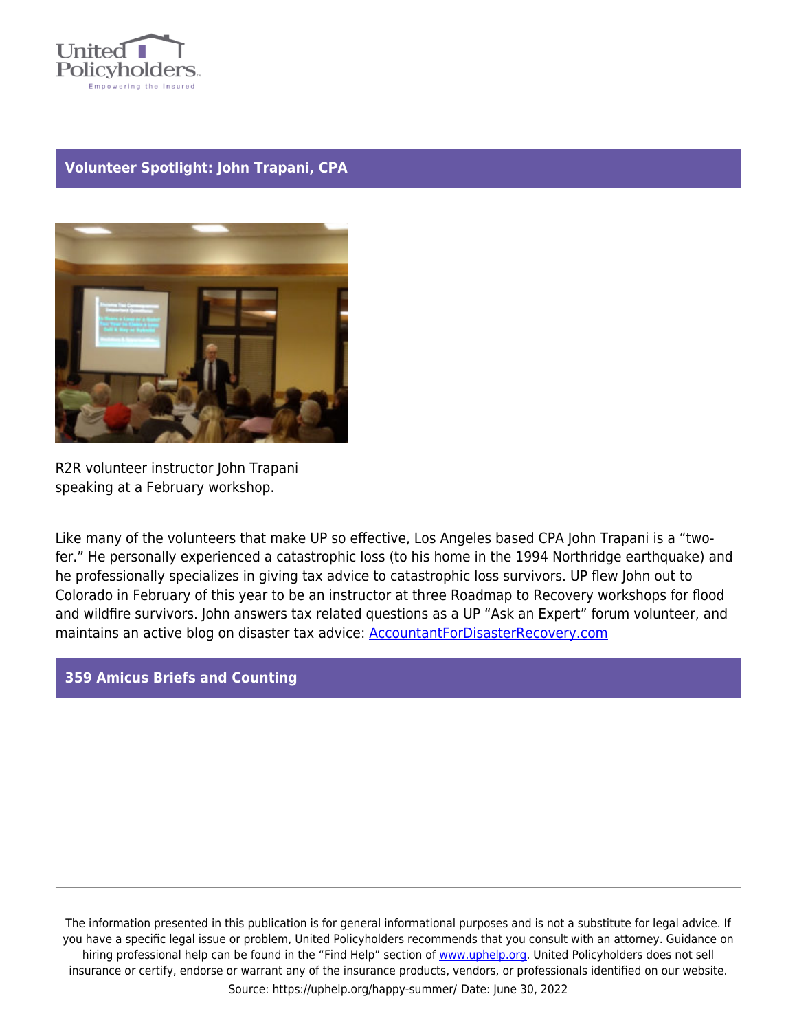## Volunteer Spotlight: John Trapani, CPA

R2R volunteer instructor John Trapani speaking at a February workshop.

Like many of the volunteers that make UP so effective, Los Angeles based CPA John Trapani is a "two-fer." He personally experienced a catastrophic loss (to his home in the 1994 Northridge earthquake) and he professionally specializes in giving tax advice to catastrophic loss survivors. UP flew John out to Colorado in February of this year to be an instructor at three Roadmap to Recovery workshops for flood and wildfire survivors. John answers tax related questions as a UP "Ask an Expert" forum volunteer, and maintains an active blog on disaster tax advice: [AccountantForDisasterRecovery.com](AccountantForDisasterRecovery.com)

## 359 Amicus Briefs and Counting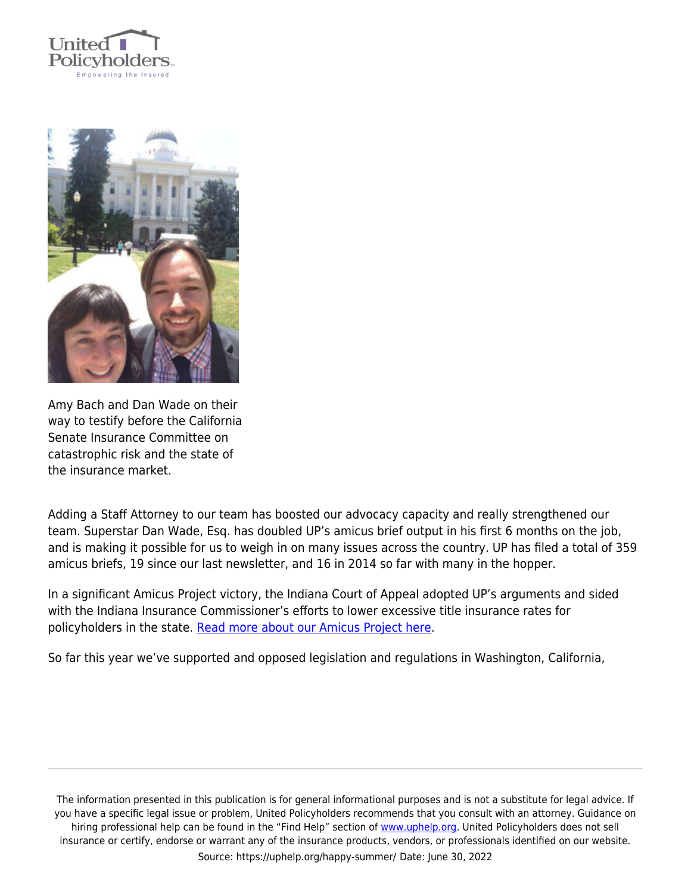Amy Bach and Dan Wade on their way to testify before the California Senate Insurance Committee on catastrophic risk and the state of the insurance market.

Adding a Staff Attorney to our team has boosted our advocacy capacity and really strengthened our team. Superstar Dan Wade, Esq. has doubled UP's amicus brief output in his first 6 months on the job, and is making it possible for us to weigh in on many issues across the country. UP has filed a total of 359 amicus briefs, 19 since our last newsletter, and 16 in 2014 so far with many in the hopper.

In a significant Amicus Project victory, the Indiana Court of Appeal adopted UP's arguments and sided with the Indiana Insurance Commissioner's efforts to lower excessive title insurance rates for policyholders in the state. [Read more about our Amicus Project here](#).

So far this year we've supported and opposed legislation and regulations in Washington, California,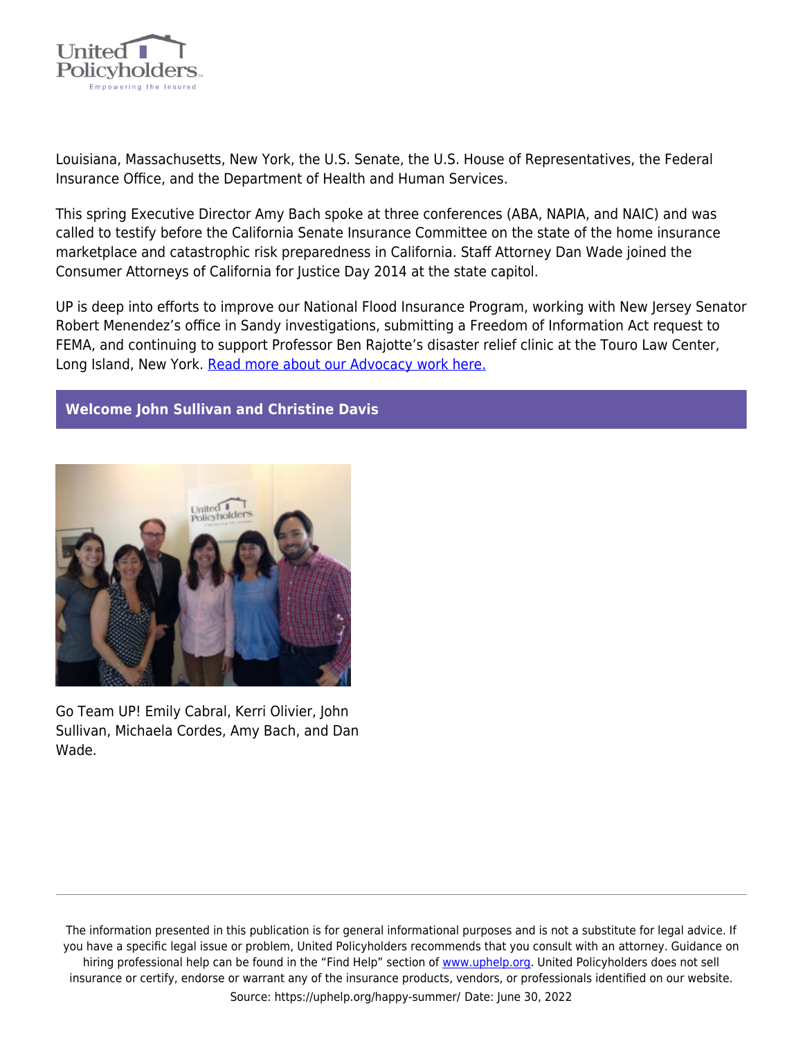Louisiana, Massachusetts, New York, the U.S. Senate, the U.S. House of Representatives, the Federal Insurance Office, and the Department of Health and Human Services.

This spring Executive Director Amy Bach spoke at three conferences (ABA, NAPIA, and NAIC) and was called to testify before the California Senate Insurance Committee on the state of the home insurance marketplace and catastrophic risk preparedness in California. Staff Attorney Dan Wade joined the Consumer Attorneys of California for Justice Day 2014 at the state capitol.

UP is deep into efforts to improve our National Flood Insurance Program, working with New Jersey Senator Robert Menendez's office in Sandy investigations, submitting a Freedom of Information Act request to FEMA, and continuing to support Professor Ben Rajotte's disaster relief clinic at the Touro Law Center, Long Island, New York. [Read more about our Advocacy work here.]

## Welcome John Sullivan and Christine Davis

Go Team UP! Emily Cabral, Kerri Olivier, John Sullivan, Michaela Cordes, Amy Bach, and Dan Wade.

The information presented in this publication is for general informational purposes and is not a substitute for legal advice. If you have a specific legal issue or problem, United Policyholders recommends that you consult with an attorney. Guidance on hiring professional help can be found in the "Find Help" section of www.uphelp.org. United Policyholders does not sell insurance or certify, endorse or warrant any of the insurance products, vendors, or professionals identified on our website.

Source: https://uphelp.org/happy-summer/ Date: June 30, 2022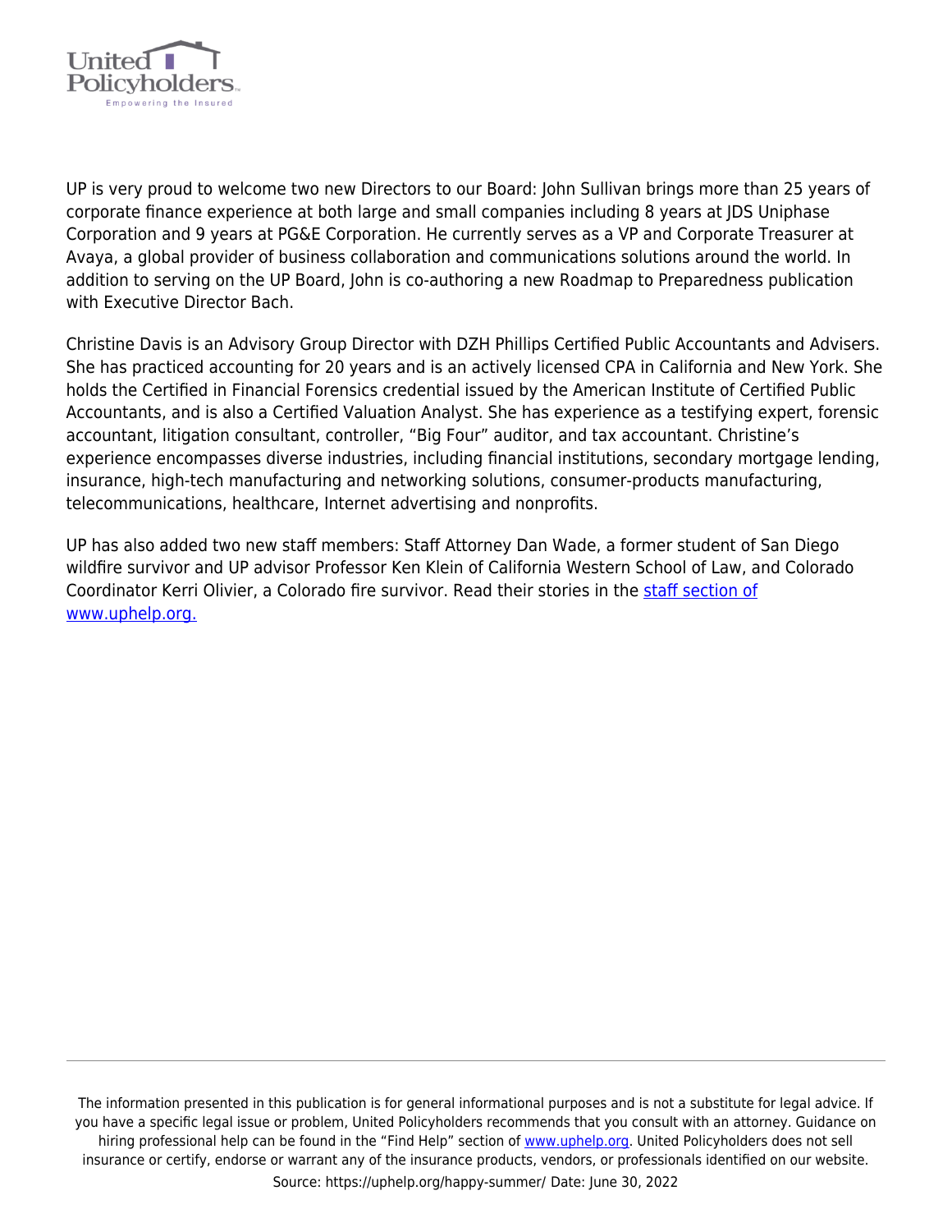UP is very proud to welcome two new Directors to our Board: John Sullivan brings more than 25 years of corporate finance experience at both large and small companies including 8 years at JDS Uniphase Corporation and 9 years at PG&E Corporation. He currently serves as a VP and Corporate Treasurer at Avaya, a global provider of business collaboration and communications solutions around the world. In addition to serving on the UP Board, John is co-authoring a new Roadmap to Preparedness publication with Executive Director Bach.

Christine Davis is an Advisory Group Director with DZH Phillips Certified Public Accountants and Advisers. She has practiced accounting for 20 years and is an actively licensed CPA in California and New York. She holds the Certified in Financial Forensics credential issued by the American Institute of Certified Public Accountants, and is also a Certified Valuation Analyst. She has experience as a testifying expert, forensic accountant, litigation consultant, controller, "Big Four" auditor, and tax accountant. Christine's experience encompasses diverse industries, including financial institutions, secondary mortgage lending, insurance, high-tech manufacturing and networking solutions, consumer-products manufacturing, telecommunications, healthcare, Internet advertising and nonprofits.

UP has also added two new staff members: Staff Attorney Dan Wade, a former student of San Diego wildfire survivor and UP advisor Professor Ken Klein of California Western School of Law, and Colorado Coordinator Kerri Olivier, a Colorado fire survivor. Read their stories in the [staff section of www.uphelp.org.](http://www.uphelp.org)

---

The information presented in this publication is for general informational purposes and is not a substitute for legal advice. If you have a specific legal issue or problem, United Policyholders recommends that you consult with an attorney. Guidance on hiring professional help can be found in the "Find Help" section of [www.uphelp.org](http://www.uphelp.org). United Policyholders does not sell insurance or certify, endorse or warrant any of the insurance products, vendors, or professionals identified on our website.

Source: https://uphelp.org/happy-summer/ Date: June 30, 2022